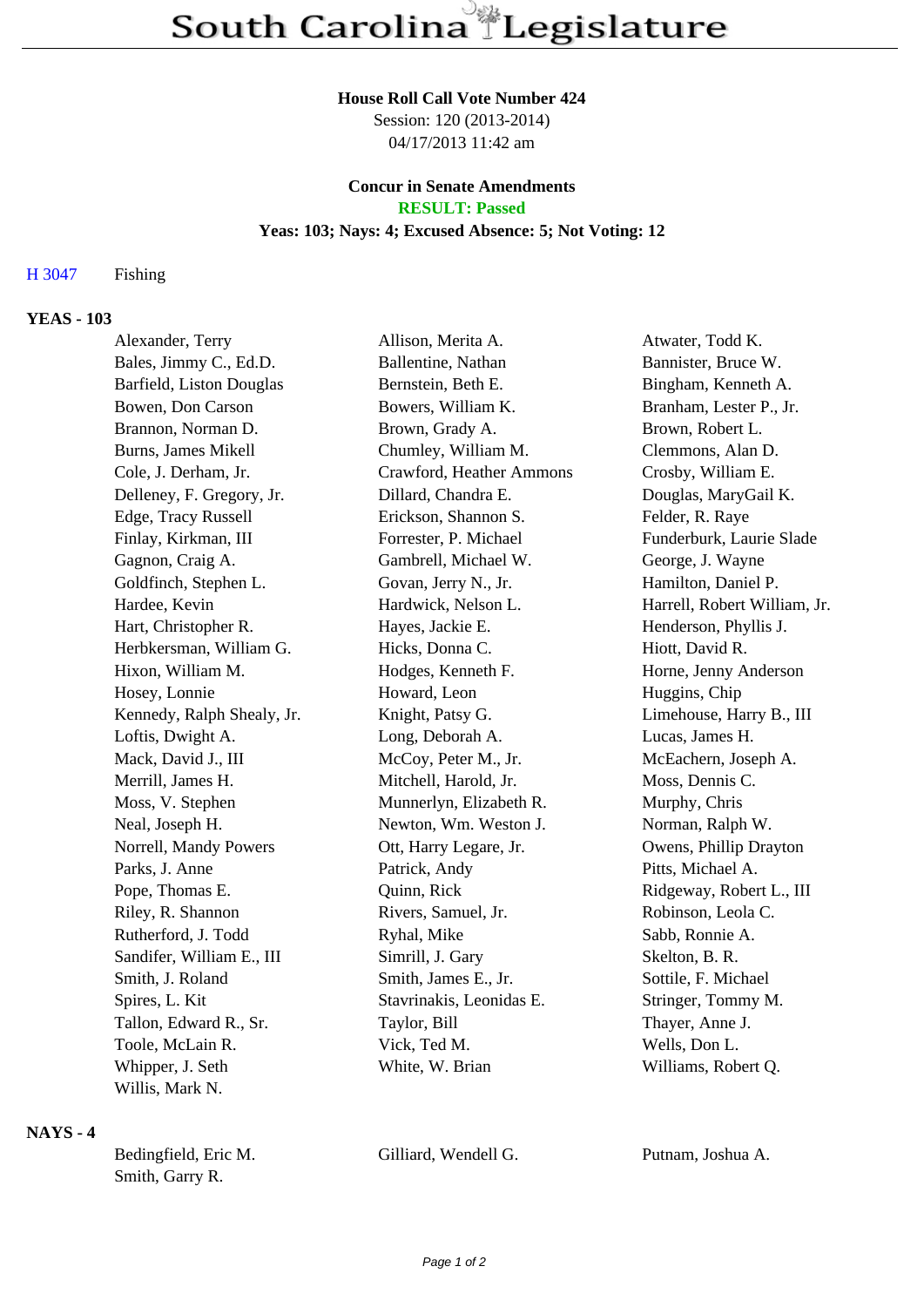# South Carolina Legislature

**House Roll Call Vote Number 424**
Session: 120 (2013-2014)
04/17/2013 11:42 am

**Concur in Senate Amendments**
**RESULT: Passed**
**Yeas: 103; Nays: 4; Excused Absence: 5; Not Voting: 12**

H 3047 Fishing

## YEAS - 103

| | | |
|---|---|---|
| Alexander, Terry | Allison, Merita A. | Atwater, Todd K. |
| Bales, Jimmy C., Ed.D. | Ballentine, Nathan | Bannister, Bruce W. |
| Barfield, Liston Douglas | Bernstein, Beth E. | Bingham, Kenneth A. |
| Bowen, Don Carson | Bowers, William K. | Branham, Lester P., Jr. |
| Brannon, Norman D. | Brown, Grady A. | Brown, Robert L. |
| Burns, James Mikell | Chumley, William M. | Clemmons, Alan D. |
| Cole, J. Derham, Jr. | Crawford, Heather Ammons | Crosby, William E. |
| Delleney, F. Gregory, Jr. | Dillard, Chandra E. | Douglas, MaryGail K. |
| Edge, Tracy Russell | Erickson, Shannon S. | Felder, R. Raye |
| Finlay, Kirkman, III | Forrester, P. Michael | Funderburk, Laurie Slade |
| Gagnon, Craig A. | Gambrell, Michael W. | George, J. Wayne |
| Goldfinch, Stephen L. | Govan, Jerry N., Jr. | Hamilton, Daniel P. |
| Hardee, Kevin | Hardwick, Nelson L. | Harrell, Robert William, Jr. |
| Hart, Christopher R. | Hayes, Jackie E. | Henderson, Phyllis J. |
| Herbkersman, William G. | Hicks, Donna C. | Hiott, David R. |
| Hixon, William M. | Hodges, Kenneth F. | Horne, Jenny Anderson |
| Hosey, Lonnie | Howard, Leon | Huggins, Chip |
| Kennedy, Ralph Shealy, Jr. | Knight, Patsy G. | Limehouse, Harry B., III |
| Loftis, Dwight A. | Long, Deborah A. | Lucas, James H. |
| Mack, David J., III | McCoy, Peter M., Jr. | McEachern, Joseph A. |
| Merrill, James H. | Mitchell, Harold, Jr. | Moss, Dennis C. |
| Moss, V. Stephen | Munnerlyn, Elizabeth R. | Murphy, Chris |
| Neal, Joseph H. | Newton, Wm. Weston J. | Norman, Ralph W. |
| Norrell, Mandy Powers | Ott, Harry Legare, Jr. | Owens, Phillip Drayton |
| Parks, J. Anne | Patrick, Andy | Pitts, Michael A. |
| Pope, Thomas E. | Quinn, Rick | Ridgeway, Robert L., III |
| Riley, R. Shannon | Rivers, Samuel, Jr. | Robinson, Leola C. |
| Rutherford, J. Todd | Ryhal, Mike | Sabb, Ronnie A. |
| Sandifer, William E., III | Simrill, J. Gary | Skelton, B. R. |
| Smith, J. Roland | Smith, James E., Jr. | Sottile, F. Michael |
| Spires, L. Kit | Stavrinakis, Leonidas E. | Stringer, Tommy M. |
| Tallon, Edward R., Sr. | Taylor, Bill | Thayer, Anne J. |
| Toole, McLain R. | Vick, Ted M. | Wells, Don L. |
| Whipper, J. Seth | White, W. Brian | Williams, Robert Q. |
| Willis, Mark N. | | |

## NAYS - 4

| | | |
|---|---|---|
| Bedingfield, Eric M. | Gilliard, Wendell G. | Putnam, Joshua A. |
| Smith, Garry R. | | |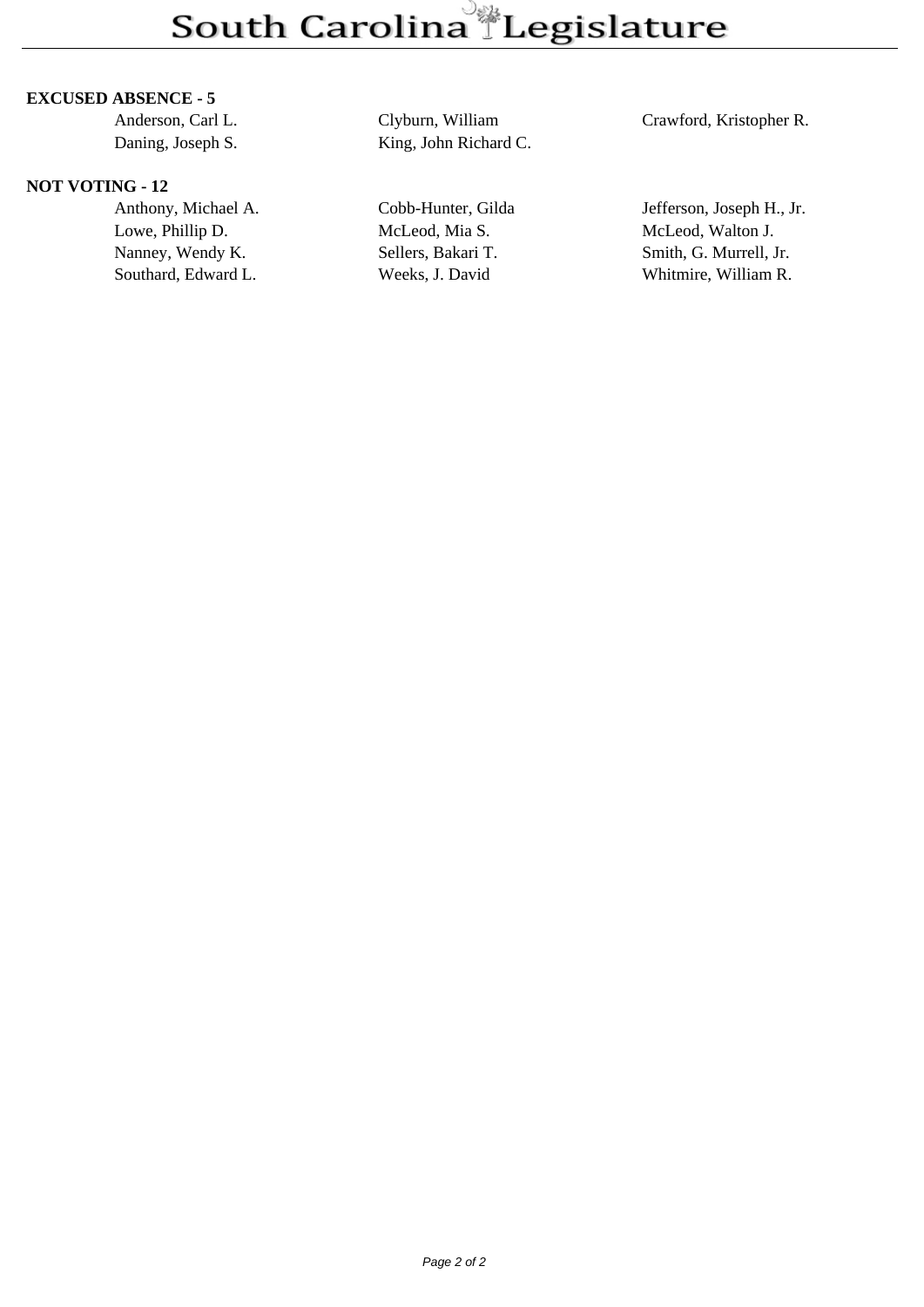**EXCUSED ABSENCE - 5**

| | | |
|---|---|---|
| Anderson, Carl L. | Clyburn, William | Crawford, Kristopher R. |
| Daning, Joseph S. | King, John Richard C. | |

**NOT VOTING - 12**

| | | |
|---|---|---|
| Anthony, Michael A. | Cobb-Hunter, Gilda | Jefferson, Joseph H., Jr. |
| Lowe, Phillip D. | McLeod, Mia S. | McLeod, Walton J. |
| Nanney, Wendy K. | Sellers, Bakari T. | Smith, G. Murrell, Jr. |
| Southard, Edward L. | Weeks, J. David | Whitmire, William R. |